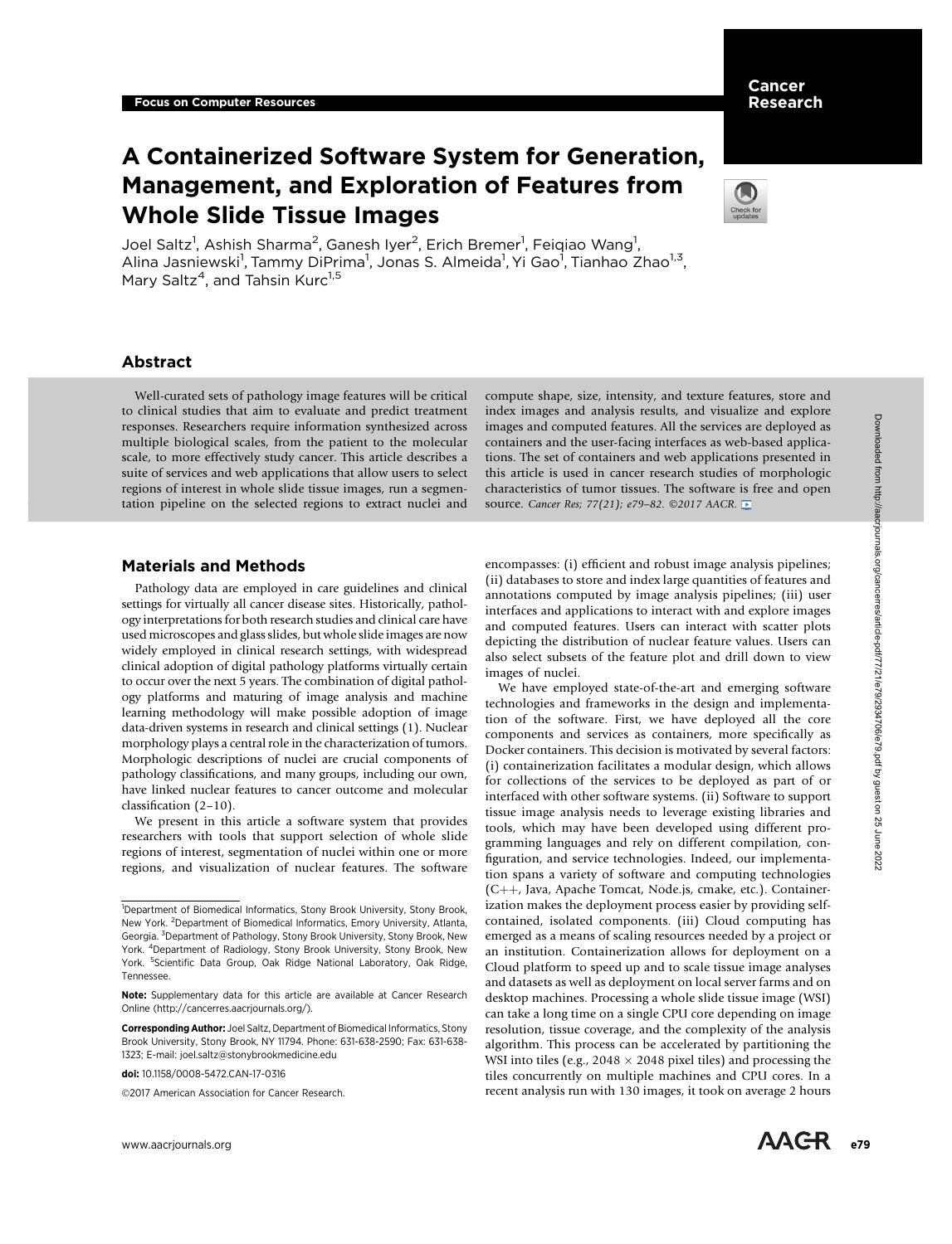Focus on Computer Resources

# A Containerized Software System for Generation, Management, and Exploration of Features from Whole Slide Tissue Images

Joel Saltz[1], Ashish Sharma[2], Ganesh Iyer[2], Erich Bremer[1], Feiqiao Wang[1], Alina Jasniewski[1], Tammy DiPrima[1], Jonas S. Almeida[1], Yi Gao[1], Tianhao Zhao[1,3], Mary Saltz[4], and Tahsin Kurc[1,5]

## Abstract

Well-curated sets of pathology image features will be critical to clinical studies that aim to evaluate and predict treatment responses. Researchers require information synthesized across multiple biological scales, from the patient to the molecular scale, to more effectively study cancer. This article describes a suite of services and web applications that allow users to select regions of interest in whole slide tissue images, run a segmentation pipeline on the selected regions to extract nuclei and compute shape, size, intensity, and texture features, store and index images and analysis results, and visualize and explore images and computed features. All the services are deployed as containers and the user-facing interfaces as web-based applications. The set of containers and web applications presented in this article is used in cancer research studies of morphologic characteristics of tumor tissues. The software is free and open source. *Cancer Res; 77(21); e79–82. ©2017 AACR.*

## Materials and Methods

Pathology data are employed in care guidelines and clinical settings for virtually all cancer disease sites. Historically, pathology interpretations for both research studies and clinical care have used microscopes and glass slides, but whole slide images are now widely employed in clinical research settings, with widespread clinical adoption of digital pathology platforms virtually certain to occur over the next 5 years. The combination of digital pathology platforms and maturing of image analysis and machine learning methodology will make possible adoption of image data-driven systems in research and clinical settings (1). Nuclear morphology plays a central role in the characterization of tumors. Morphologic descriptions of nuclei are crucial components of pathology classifications, and many groups, including our own, have linked nuclear features to cancer outcome and molecular classification (2–10).

We present in this article a software system that provides researchers with tools that support selection of whole slide regions of interest, segmentation of nuclei within one or more regions, and visualization of nuclear features. The software encompasses: (i) efficient and robust image analysis pipelines; (ii) databases to store and index large quantities of features and annotations computed by image analysis pipelines; (iii) user interfaces and applications to interact with and explore images and computed features. Users can interact with scatter plots depicting the distribution of nuclear feature values. Users can also select subsets of the feature plot and drill down to view images of nuclei.

We have employed state-of-the-art and emerging software technologies and frameworks in the design and implementation of the software. First, we have deployed all the core components and services as containers, more specifically as Docker containers. This decision is motivated by several factors: (i) containerization facilitates a modular design, which allows for collections of the services to be deployed as part of or interfaced with other software systems. (ii) Software to support tissue image analysis needs to leverage existing libraries and tools, which may have been developed using different programming languages and rely on different compilation, configuration, and service technologies. Indeed, our implementation spans a variety of software and computing technologies (C++, Java, Apache Tomcat, Node.js, cmake, etc.). Containerization makes the deployment process easier by providing self-contained, isolated components. (iii) Cloud computing has emerged as a means of scaling resources needed by a project or an institution. Containerization allows for deployment on a Cloud platform to speed up and to scale tissue image analyses and datasets as well as deployment on local server farms and on desktop machines. Processing a whole slide tissue image (WSI) can take a long time on a single CPU core depending on image resolution, tissue coverage, and the complexity of the analysis algorithm. This process can be accelerated by partitioning the WSI into tiles (e.g., $2048 \times 2048$ pixel tiles) and processing the tiles concurrently on multiple machines and CPU cores. In a recent analysis run with 130 images, it took on average 2 hours

---

[1]Department of Biomedical Informatics, Stony Brook University, Stony Brook, New York. [2]Department of Biomedical Informatics, Emory University, Atlanta, Georgia. [3]Department of Pathology, Stony Brook University, Stony Brook, New York. [4]Department of Radiology, Stony Brook University, Stony Brook, New York. [5]Scientific Data Group, Oak Ridge National Laboratory, Oak Ridge, Tennessee.

**Note:** Supplementary data for this article are available at Cancer Research Online (http://cancerres.aacrjournals.org/).

**Corresponding Author:** Joel Saltz, Department of Biomedical Informatics, Stony Brook University, Stony Brook, NY 11794. Phone: 631-638-2590; Fax: 631-638-1323; E-mail: joel.saltz@stonybrookmedicine.edu

**doi:** 10.1158/0008-5472.CAN-17-0316

©2017 American Association for Cancer Research.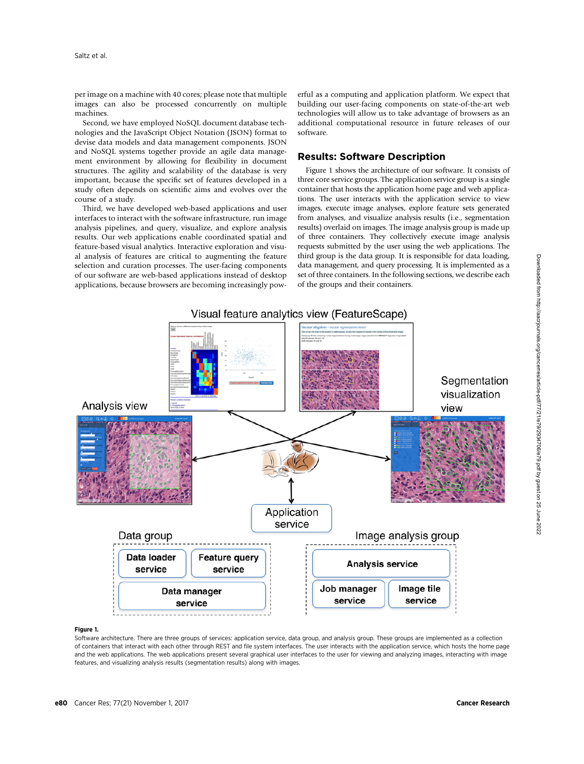per image on a machine with 40 cores; please note that multiple images can also be processed concurrently on multiple machines.

Second, we have employed NoSQL document database technologies and the JavaScript Object Notation (JSON) format to devise data models and data management components. JSON and NoSQL systems together provide an agile data management environment by allowing for flexibility in document structures. The agility and scalability of the database is very important, because the specific set of features developed in a study often depends on scientific aims and evolves over the course of a study.

Third, we have developed web-based applications and user interfaces to interact with the software infrastructure, run image analysis pipelines, and query, visualize, and explore analysis results. Our web applications enable coordinated spatial and feature-based visual analytics. Interactive exploration and visual analysis of features are critical to augmenting the feature selection and curation processes. The user-facing components of our software are web-based applications instead of desktop applications, because browsers are becoming increasingly powerful as a computing and application platform. We expect that building our user-facing components on state-of-the-art web technologies will allow us to take advantage of browsers as an additional computational resource in future releases of our software.

## Results: Software Description

Figure 1 shows the architecture of our software. It consists of three core service groups. The application service group is a single container that hosts the application home page and web applications. The user interacts with the application service to view images, execute image analyses, explore feature sets generated from analyses, and visualize analysis results (i.e., segmentation results) overlaid on images. The image analysis group is made up of three containers. They collectively execute image analysis requests submitted by the user using the web applications. The third group is the data group. It is responsible for data loading, data management, and query processing. It is implemented as a set of three containers. In the following sections, we describe each of the groups and their containers.

Visual feature analytics view (FeatureScape)

Analysis view

Segmentation visualization view

Application service

Data group

Data loader service

Feature query service

Data manager service

Image analysis group

Analysis service

Job manager service

Image tile service

**Figure 1.**

Software architecture. There are three groups of services: application service, data group, and analysis group. These groups are implemented as a collection of containers that interact with each other through REST and file system interfaces. The user interacts with the application service, which hosts the home page and the web applications. The web applications present several graphical user interfaces to the user for viewing and analyzing images, interacting with image features, and visualizing analysis results (segmentation results) along with images.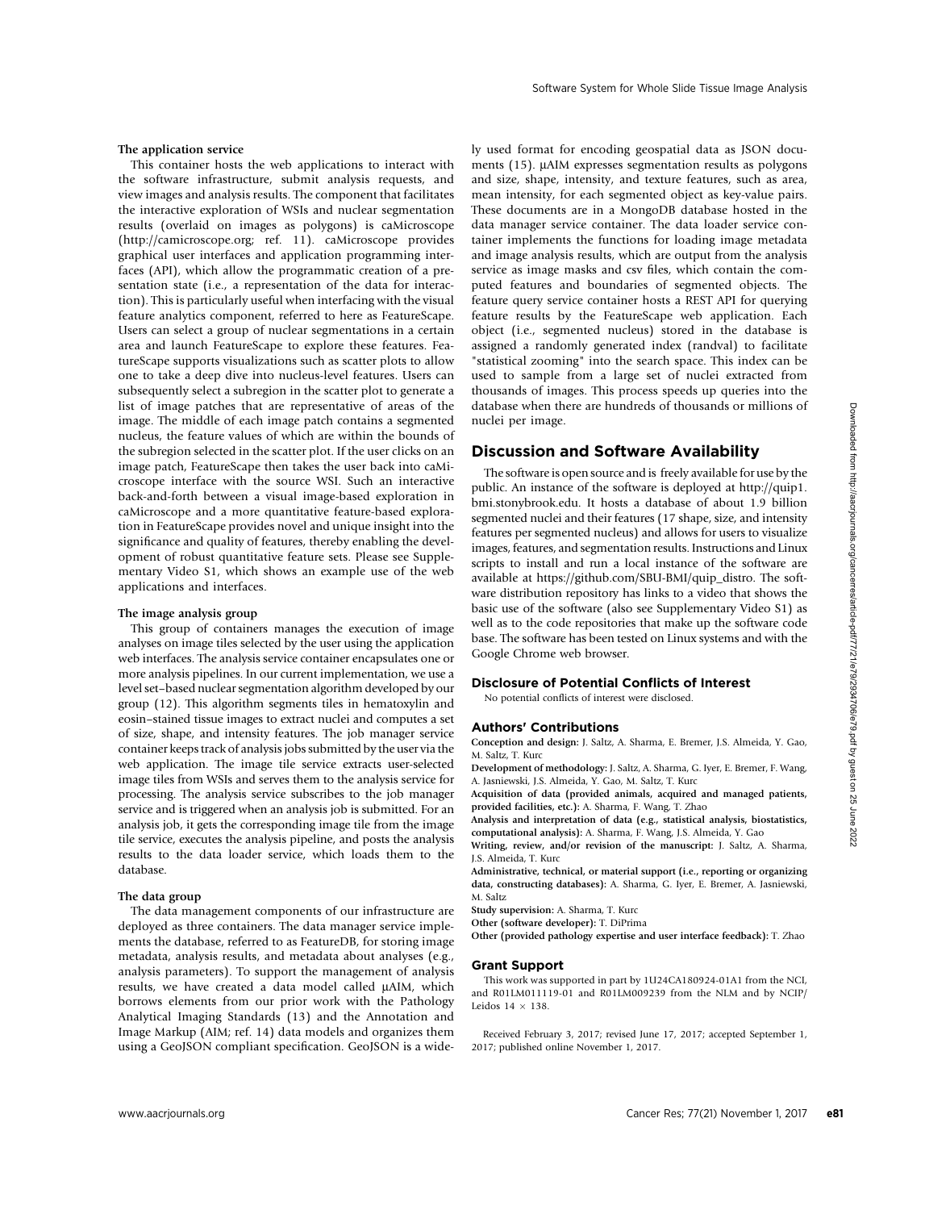#### The application service

This container hosts the web applications to interact with the software infrastructure, submit analysis requests, and view images and analysis results. The component that facilitates the interactive exploration of WSIs and nuclear segmentation results (overlaid on images as polygons) is caMicroscope (http://camicroscope.org; ref. 11). caMicroscope provides graphical user interfaces and application programming interfaces (API), which allow the programmatic creation of a presentation state (i.e., a representation of the data for interaction). This is particularly useful when interfacing with the visual feature analytics component, referred to here as FeatureScape. Users can select a group of nuclear segmentations in a certain area and launch FeatureScape to explore these features. FeatureScape supports visualizations such as scatter plots to allow one to take a deep dive into nucleus-level features. Users can subsequently select a subregion in the scatter plot to generate a list of image patches that are representative of areas of the image. The middle of each image patch contains a segmented nucleus, the feature values of which are within the bounds of the subregion selected in the scatter plot. If the user clicks on an image patch, FeatureScape then takes the user back into caMicroscope interface with the source WSI. Such an interactive back-and-forth between a visual image-based exploration in caMicroscope and a more quantitative feature-based exploration in FeatureScape provides novel and unique insight into the significance and quality of features, thereby enabling the development of robust quantitative feature sets. Please see Supplementary Video S1, which shows an example use of the web applications and interfaces.

#### The image analysis group

This group of containers manages the execution of image analyses on image tiles selected by the user using the application web interfaces. The analysis service container encapsulates one or more analysis pipelines. In our current implementation, we use a level set–based nuclear segmentation algorithm developed by our group (12). This algorithm segments tiles in hematoxylin and eosin–stained tissue images to extract nuclei and computes a set of size, shape, and intensity features. The job manager service container keeps track of analysis jobs submitted by the user via the web application. The image tile service extracts user-selected image tiles from WSIs and serves them to the analysis service for processing. The analysis service subscribes to the job manager service and is triggered when an analysis job is submitted. For an analysis job, it gets the corresponding image tile from the image tile service, executes the analysis pipeline, and posts the analysis results to the data loader service, which loads them to the database.

#### The data group

The data management components of our infrastructure are deployed as three containers. The data manager service implements the database, referred to as FeatureDB, for storing image metadata, analysis results, and metadata about analyses (e.g., analysis parameters). To support the management of analysis results, we have created a data model called μAIM, which borrows elements from our prior work with the Pathology Analytical Imaging Standards (13) and the Annotation and Image Markup (AIM; ref. 14) data models and organizes them using a GeoJSON compliant specification. GeoJSON is a widely used format for encoding geospatial data as JSON documents (15). μAIM expresses segmentation results as polygons and size, shape, intensity, and texture features, such as area, mean intensity, for each segmented object as key-value pairs. These documents are in a MongoDB database hosted in the data manager service container. The data loader service container implements the functions for loading image metadata and image analysis results, which are output from the analysis service as image masks and csv files, which contain the computed features and boundaries of segmented objects. The feature query service container hosts a REST API for querying feature results by the FeatureScape web application. Each object (i.e., segmented nucleus) stored in the database is assigned a randomly generated index (randval) to facilitate "statistical zooming" into the search space. This index can be used to sample from a large set of nuclei extracted from thousands of images. This process speeds up queries into the database when there are hundreds of thousands or millions of nuclei per image.

## Discussion and Software Availability

The software is open source and is freely available for use by the public. An instance of the software is deployed at http://quip1.bmi.stonybrook.edu. It hosts a database of about 1.9 billion segmented nuclei and their features (17 shape, size, and intensity features per segmented nucleus) and allows for users to visualize images, features, and segmentation results. Instructions and Linux scripts to install and run a local instance of the software are available at https://github.com/SBU-BMI/quip_distro. The software distribution repository has links to a video that shows the basic use of the software (also see Supplementary Video S1) as well as to the code repositories that make up the software code base. The software has been tested on Linux systems and with the Google Chrome web browser.

### Disclosure of Potential Conflicts of Interest

No potential conflicts of interest were disclosed.

### Authors' Contributions

**Conception and design:** J. Saltz, A. Sharma, E. Bremer, J.S. Almeida, Y. Gao, M. Saltz, T. Kurc

**Development of methodology:** J. Saltz, A. Sharma, G. Iyer, E. Bremer, F. Wang, A. Jasniewski, J.S. Almeida, Y. Gao, M. Saltz, T. Kurc

**Acquisition of data (provided animals, acquired and managed patients, provided facilities, etc.):** A. Sharma, F. Wang, T. Zhao

**Analysis and interpretation of data (e.g., statistical analysis, biostatistics, computational analysis):** A. Sharma, F. Wang, J.S. Almeida, Y. Gao

**Writing, review, and/or revision of the manuscript:** J. Saltz, A. Sharma, J.S. Almeida, T. Kurc

**Administrative, technical, or material support (i.e., reporting or organizing data, constructing databases):** A. Sharma, G. Iyer, E. Bremer, A. Jasniewski, M. Saltz

**Study supervision:** A. Sharma, T. Kurc

**Other (software developer):** T. DiPrima

**Other (provided pathology expertise and user interface feedback):** T. Zhao

### Grant Support

This work was supported in part by 1U24CA180924-01A1 from the NCI, and R01LM011119-01 and R01LM009239 from the NLM and by NCIP/Leidos 14 × 138.

Received February 3, 2017; revised June 17, 2017; accepted September 1, 2017; published online November 1, 2017.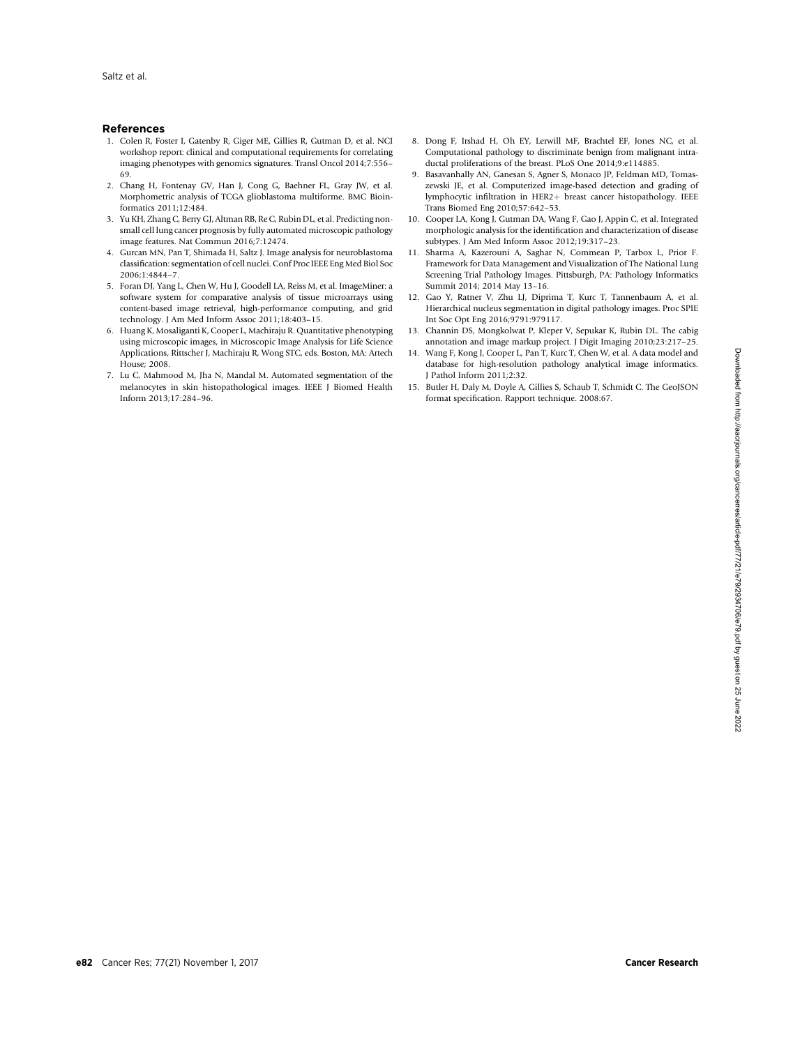## References

1. Colen R, Foster I, Gatenby R, Giger ME, Gillies R, Gutman D, et al. NCI workshop report: clinical and computational requirements for correlating imaging phenotypes with genomics signatures. Transl Oncol 2014;7:556–69.
2. Chang H, Fontenay GV, Han J, Cong G, Baehner FL, Gray JW, et al. Morphometric analysis of TCGA glioblastoma multiforme. BMC Bioinformatics 2011;12:484.
3. Yu KH, Zhang C, Berry GJ, Altman RB, Re C, Rubin DL, et al. Predicting non-small cell lung cancer prognosis by fully automated microscopic pathology image features. Nat Commun 2016;7:12474.
4. Gurcan MN, Pan T, Shimada H, Saltz J. Image analysis for neuroblastoma classification: segmentation of cell nuclei. Conf Proc IEEE Eng Med Biol Soc 2006;1:4844–7.
5. Foran DJ, Yang L, Chen W, Hu J, Goodell LA, Reiss M, et al. ImageMiner: a software system for comparative analysis of tissue microarrays using content-based image retrieval, high-performance computing, and grid technology. J Am Med Inform Assoc 2011;18:403–15.
6. Huang K, Mosaliganti K, Cooper L, Machiraju R. Quantitative phenotyping using microscopic images, in Microscopic Image Analysis for Life Science Applications, Rittscher J, Machiraju R, Wong STC, eds. Boston, MA: Artech House; 2008.
7. Lu C, Mahmood M, Jha N, Mandal M. Automated segmentation of the melanocytes in skin histopathological images. IEEE J Biomed Health Inform 2013;17:284–96.
8. Dong F, Irshad H, Oh EY, Lerwill MF, Brachtel EF, Jones NC, et al. Computational pathology to discriminate benign from malignant intraductal proliferations of the breast. PLoS One 2014;9:e114885.
9. Basavanhally AN, Ganesan S, Agner S, Monaco JP, Feldman MD, Tomaszewski JE, et al. Computerized image-based detection and grading of lymphocytic infiltration in HER2+ breast cancer histopathology. IEEE Trans Biomed Eng 2010;57:642–53.
10. Cooper LA, Kong J, Gutman DA, Wang F, Gao J, Appin C, et al. Integrated morphologic analysis for the identification and characterization of disease subtypes. J Am Med Inform Assoc 2012;19:317–23.
11. Sharma A, Kazerouni A, Saghar N, Commean P, Tarbox L, Prior F. Framework for Data Management and Visualization of The National Lung Screening Trial Pathology Images. Pittsburgh, PA: Pathology Informatics Summit 2014; 2014 May 13–16.
12. Gao Y, Ratner V, Zhu LJ, Diprima T, Kurc T, Tannenbaum A, et al. Hierarchical nucleus segmentation in digital pathology images. Proc SPIE Int Soc Opt Eng 2016;9791:979117.
13. Channin DS, Mongkolwat P, Kleper V, Sepukar K, Rubin DL. The cabig annotation and image markup project. J Digit Imaging 2010;23:217–25.
14. Wang F, Kong J, Cooper L, Pan T, Kurc T, Chen W, et al. A data model and database for high-resolution pathology analytical image informatics. J Pathol Inform 2011;2:32.
15. Butler H, Daly M, Doyle A, Gillies S, Schaub T, Schmidt C. The GeoJSON format specification. Rapport technique. 2008:67.